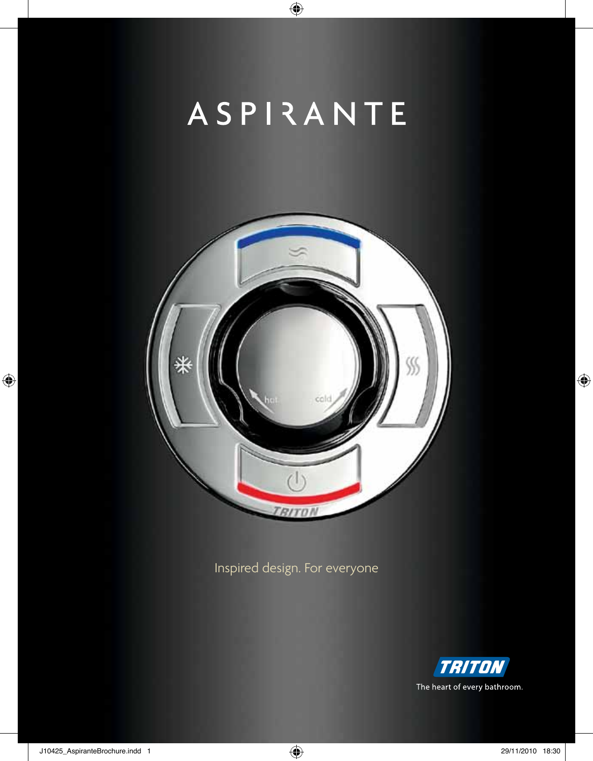# ASPIRANTE

Inspired design. For everyone

TRITON

The heart of every bathroom.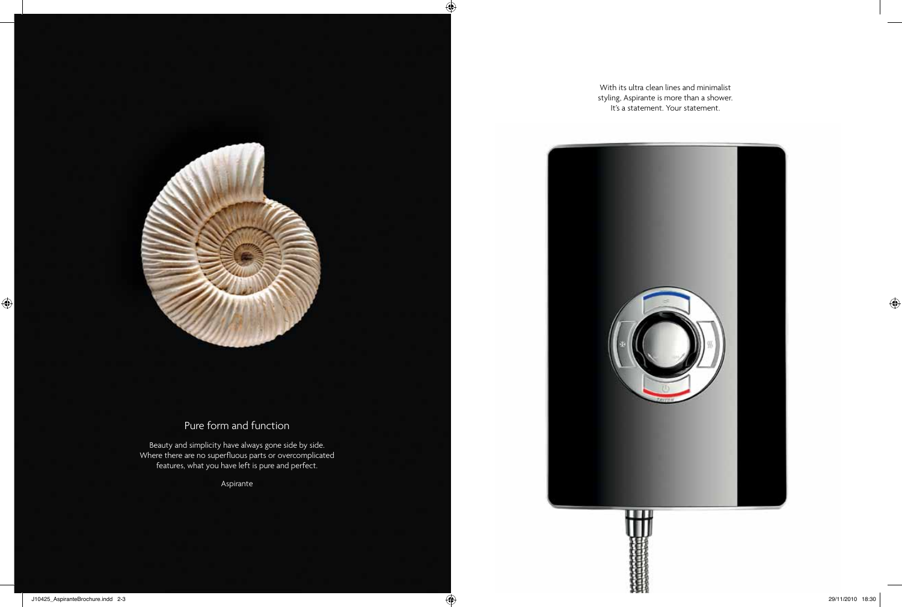## Pure form and function

Beauty and simplicity have always gone side by side. Where there are no superfluous parts or overcomplicated features, what you have left is pure and perfect.

Aspirante

With its ultra clean lines and minimalist styling, Aspirante is more than a shower. It's a statement. Your statement.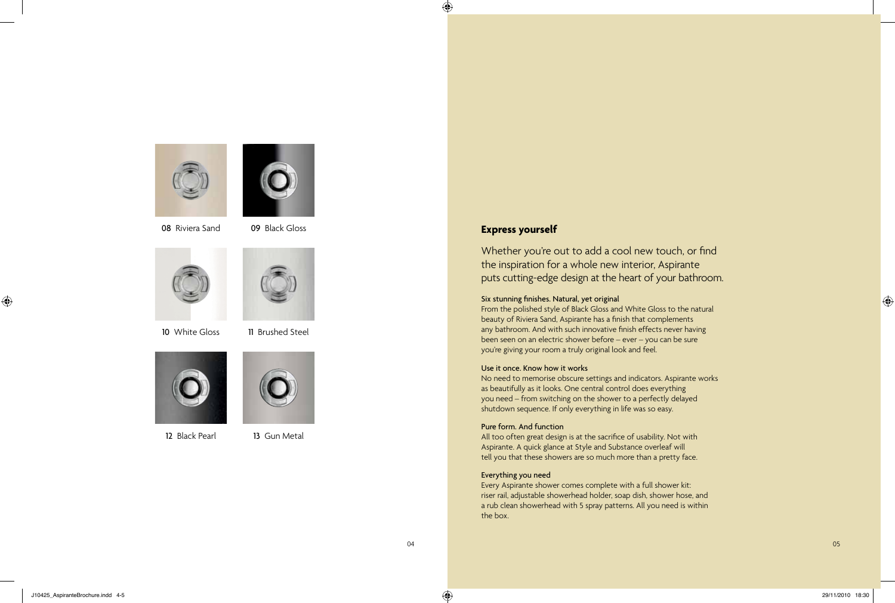08 Riviera Sand

09 Black Gloss

10 White Gloss

11 Brushed Steel

12 Black Pearl

13 Gun Metal

## Express yourself

Whether you're out to add a cool new touch, or find the inspiration for a whole new interior, Aspirante puts cutting-edge design at the heart of your bathroom.

**Six stunning finishes. Natural, yet original**

From the polished style of Black Gloss and White Gloss to the natural beauty of Riviera Sand, Aspirante has a finish that complements any bathroom. And with such innovative finish effects never having been seen on an electric shower before – ever – you can be sure you're giving your room a truly original look and feel.

**Use it once. Know how it works**

No need to memorise obscure settings and indicators. Aspirante works as beautifully as it looks. One central control does everything you need – from switching on the shower to a perfectly delayed shutdown sequence. If only everything in life was so easy.

**Pure form. And function**

All too often great design is at the sacrifice of usability. Not with Aspirante. A quick glance at Style and Substance overleaf will tell you that these showers are so much more than a pretty face.

**Everything you need**

Every Aspirante shower comes complete with a full shower kit: riser rail, adjustable showerhead holder, soap dish, shower hose, and a rub clean showerhead with 5 spray patterns. All you need is within the box.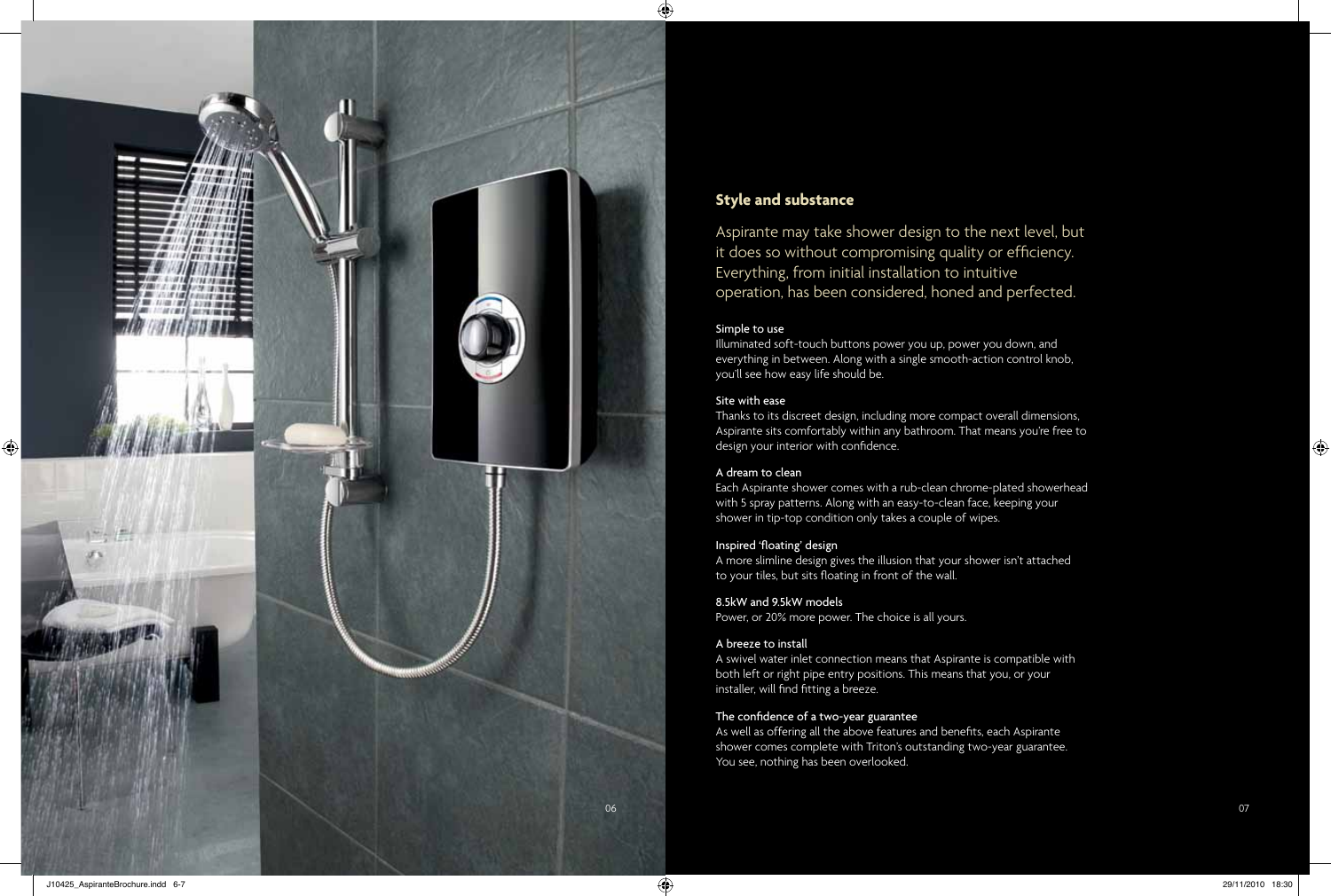## Style and substance

Aspirante may take shower design to the next level, but it does so without compromising quality or efficiency. Everything, from initial installation to intuitive operation, has been considered, honed and perfected.

### Simple to use

Illuminated soft-touch buttons power you up, power you down, and everything in between. Along with a single smooth-action control knob, you'll see how easy life should be.

### Site with ease

Thanks to its discreet design, including more compact overall dimensions, Aspirante sits comfortably within any bathroom. That means you're free to design your interior with confidence.

### A dream to clean

Each Aspirante shower comes with a rub-clean chrome-plated showerhead with 5 spray patterns. Along with an easy-to-clean face, keeping your shower in tip-top condition only takes a couple of wipes.

### Inspired 'floating' design

A more slimline design gives the illusion that your shower isn't attached to your tiles, but sits floating in front of the wall.

### 8.5kW and 9.5kW models

Power, or 20% more power. The choice is all yours.

### A breeze to install

A swivel water inlet connection means that Aspirante is compatible with both left or right pipe entry positions. This means that you, or your installer, will find fitting a breeze.

### The confidence of a two-year guarantee

As well as offering all the above features and benefits, each Aspirante shower comes complete with Triton's outstanding two-year guarantee. You see, nothing has been overlooked.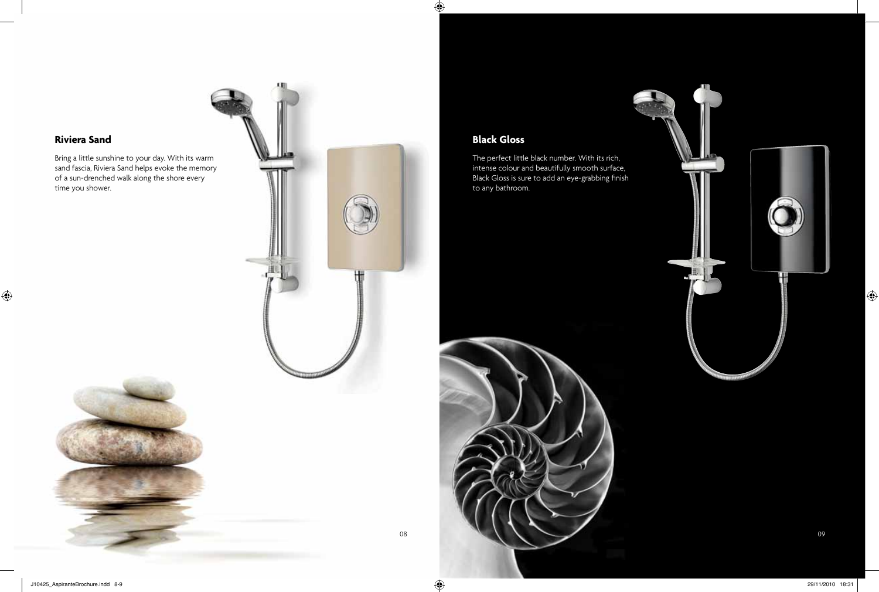## Riviera Sand

Bring a little sunshine to your day. With its warm sand fascia, Riviera Sand helps evoke the memory of a sun-drenched walk along the shore every time you shower.

## Black Gloss

The perfect little black number. With its rich, intense colour and beautifully smooth surface, Black Gloss is sure to add an eye-grabbing finish to any bathroom.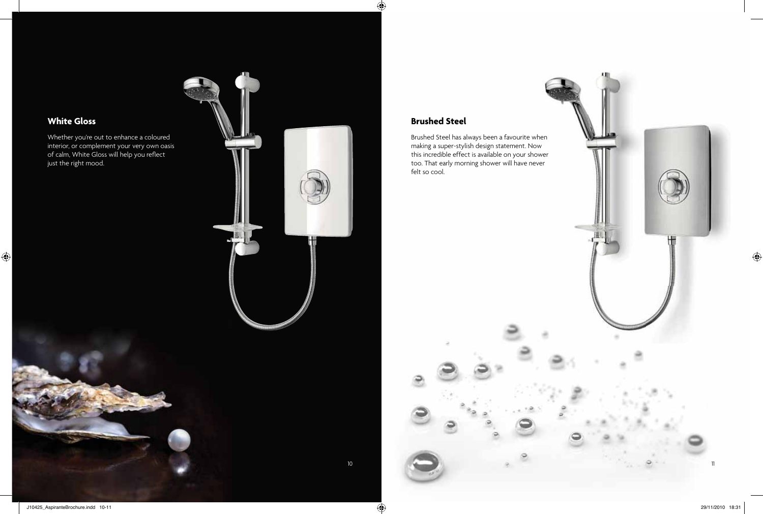## White Gloss

Whether you're out to enhance a coloured interior, or complement your very own oasis of calm, White Gloss will help you reflect just the right mood.

## Brushed Steel

Brushed Steel has always been a favourite when making a super-stylish design statement. Now this incredible effect is available on your shower too. That early morning shower will have never felt so cool.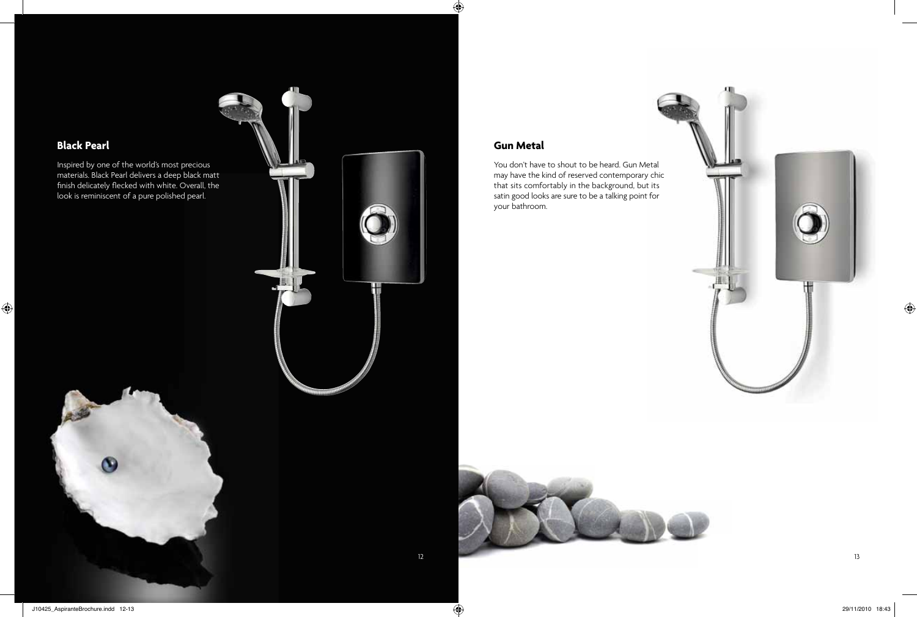## Black Pearl

Inspired by one of the world's most precious materials. Black Pearl delivers a deep black matt finish delicately flecked with white. Overall, the look is reminiscent of a pure polished pearl.

## Gun Metal

You don't have to shout to be heard. Gun Metal may have the kind of reserved contemporary chic that sits comfortably in the background, but its satin good looks are sure to be a talking point for your bathroom.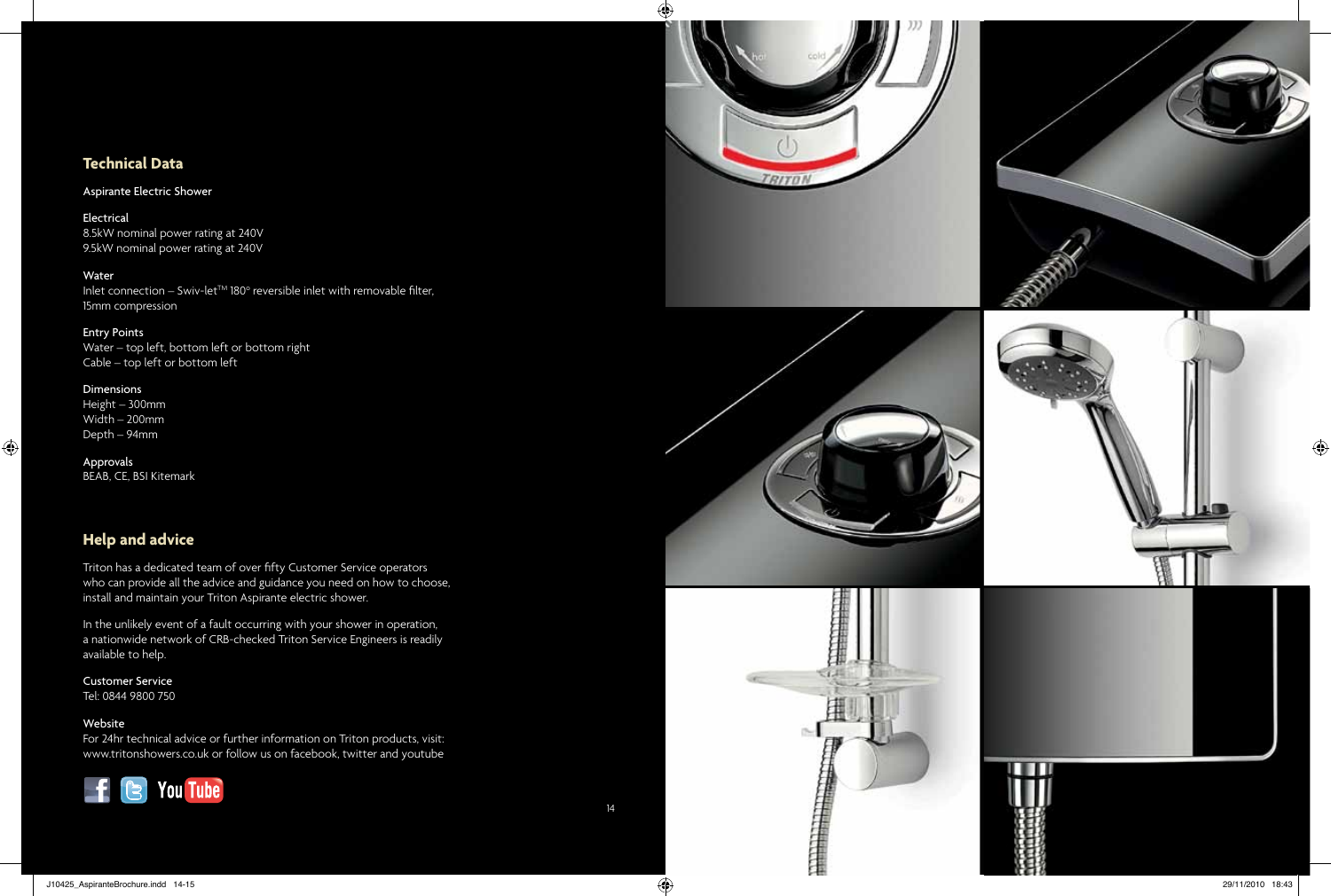## Technical Data

Aspirante Electric Shower

Electrical
8.5kW nominal power rating at 240V
9.5kW nominal power rating at 240V

Water
Inlet connection – Swiv-let™ 180° reversible inlet with removable filter, 15mm compression

Entry Points
Water – top left, bottom left or bottom right
Cable – top left or bottom left

Dimensions
Height – 300mm
Width – 200mm
Depth – 94mm

Approvals
BEAB, CE, BSI Kitemark

## Help and advice

Triton has a dedicated team of over fifty Customer Service operators who can provide all the advice and guidance you need on how to choose, install and maintain your Triton Aspirante electric shower.

In the unlikely event of a fault occurring with your shower in operation, a nationwide network of CRB-checked Triton Service Engineers is readily available to help.

Customer Service
Tel: 0844 9800 750

Website
For 24hr technical advice or further information on Triton products, visit: www.tritonshowers.co.uk or follow us on facebook, twitter and youtube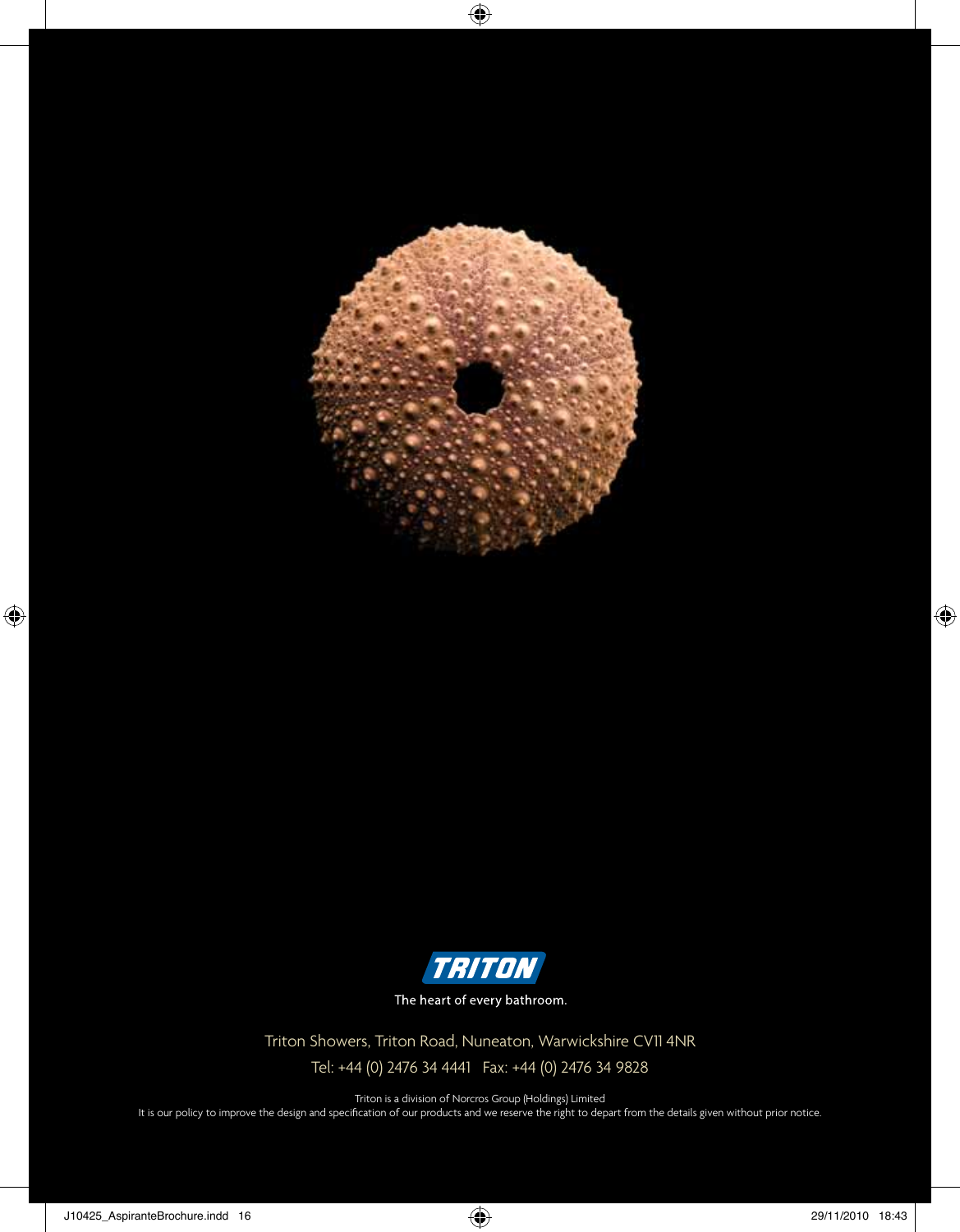TRITON

The heart of every bathroom.

Triton Showers, Triton Road, Nuneaton, Warwickshire CV11 4NR

Tel: +44 (0) 2476 34 4441   Fax: +44 (0) 2476 34 9828

Triton is a division of Norcros Group (Holdings) Limited

It is our policy to improve the design and specification of our products and we reserve the right to depart from the details given without prior notice.